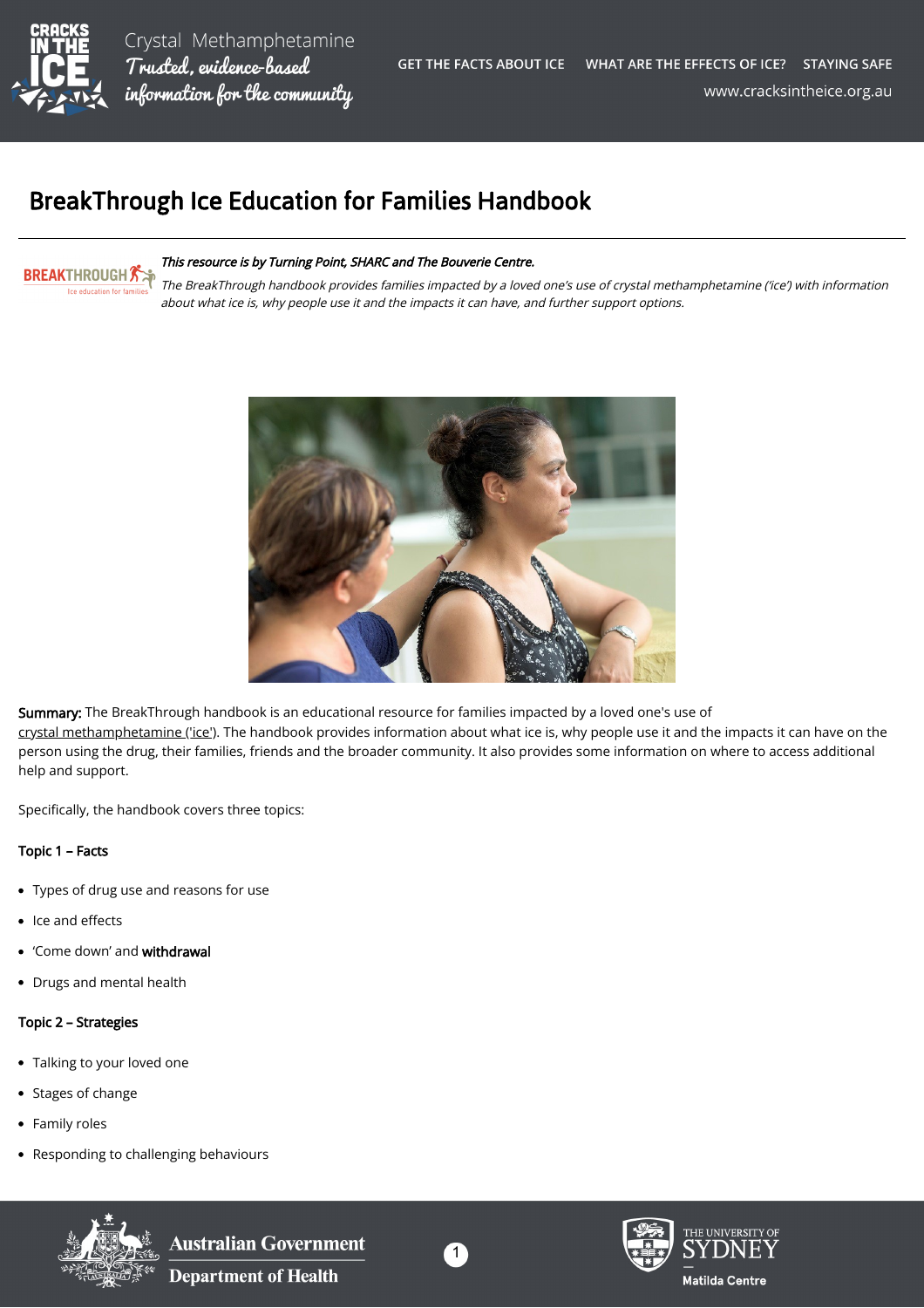# BreakThrough Ice Education for Families Handbook

*This resource is by Turning Point, SHARC and The Bouverie Centre.*

*The BreakThrough handbook provides families impacted by a loved one's use of crystal methamphetamine ('ice') with information about what ice is, why people use it and the impacts it can have, and further support options.*

**Summary:** The BreakThrough handbook is an educational resource for families impacted by a loved one's use of crystal methamphetamine ('ice'). The handbook provides information about what ice is, why people use it and the impacts it can have on the person using the drug, their families, friends and the broader community. It also provides some information on where to access additional help and support.

Specifically, the handbook covers three topics:

**Topic 1 – Facts**

- Types of drug use and reasons for use
- Ice and effects
- 'Come down' and **withdrawal**
- Drugs and mental health

**Topic 2 – Strategies**

- Talking to your loved one
- Stages of change
- Family roles
- Responding to challenging behaviours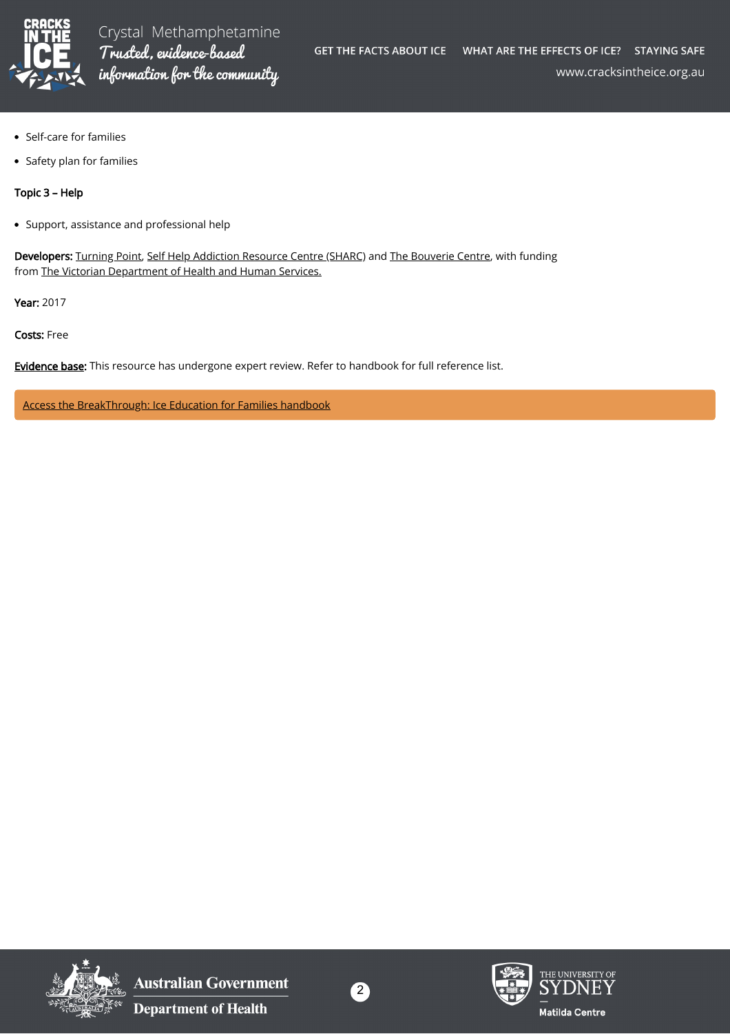- Self-care for families
- Safety plan for families

**Topic 3 – Help**

- Support, assistance and professional help

**Developers:** Turning Point, Self Help Addiction Resource Centre (SHARC) and The Bouverie Centre, with funding from The Victorian Department of Health and Human Services.

**Year:** 2017

**Costs:** Free

**Evidence base:** This resource has undergone expert review. Refer to handbook for full reference list.

Access the BreakThrough: Ice Education for Families handbook